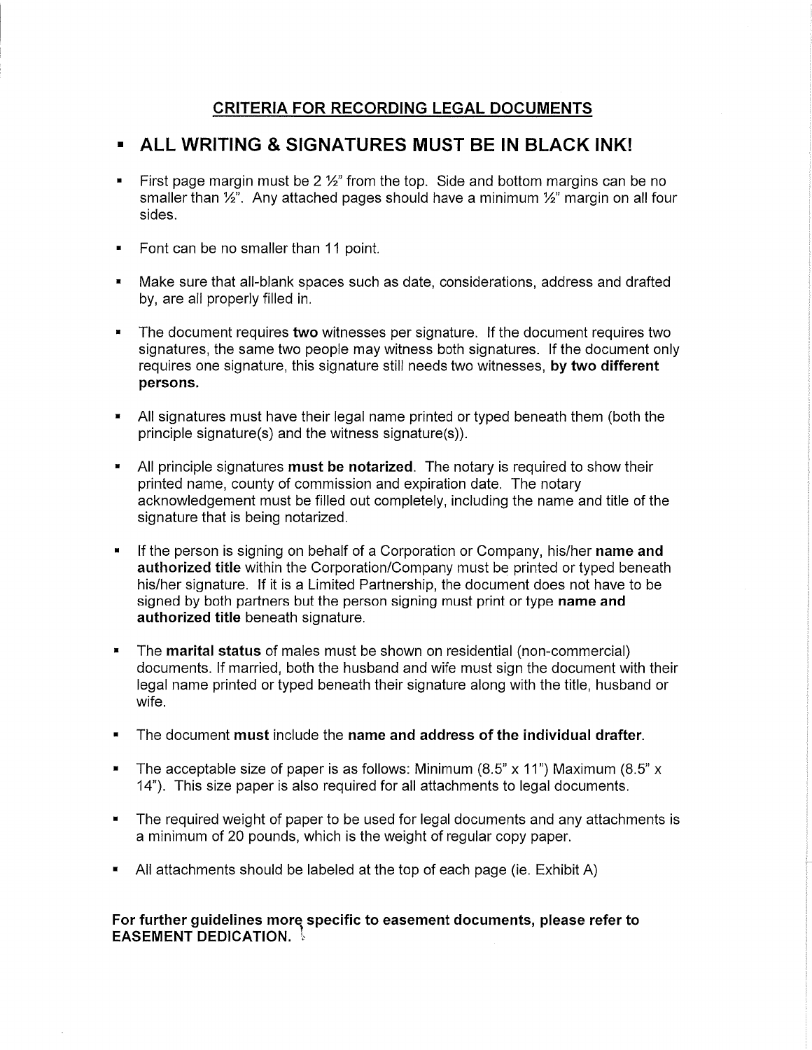## CRITERIA FOR RECORDING LEGAL DOCUMENTS

- **ALL WRITING & SIGNATURES MUST BE IN BLACK INK!**

- First page margin must be 2 ½" from the top. Side and bottom margins can be no smaller than ½". Any attached pages should have a minimum ½" margin on all four sides.

- Font can be no smaller than 11 point.

- Make sure that all-blank spaces such as date, considerations, address and drafted by, are all properly filled in.

- The document requires **two** witnesses per signature. If the document requires two signatures, the same two people may witness both signatures. If the document only requires one signature, this signature still needs two witnesses, **by two different persons.**

- All signatures must have their legal name printed or typed beneath them (both the principle signature(s) and the witness signature(s)).

- All principle signatures **must be notarized**. The notary is required to show their printed name, county of commission and expiration date. The notary acknowledgement must be filled out completely, including the name and title of the signature that is being notarized.

- If the person is signing on behalf of a Corporation or Company, his/her **name and authorized title** within the Corporation/Company must be printed or typed beneath his/her signature. If it is a Limited Partnership, the document does not have to be signed by both partners but the person signing must print or type **name and authorized title** beneath signature.

- The **marital status** of males must be shown on residential (non-commercial) documents. If married, both the husband and wife must sign the document with their legal name printed or typed beneath their signature along with the title, husband or wife.

- The document **must** include the **name and address of the individual drafter**.

- The acceptable size of paper is as follows: Minimum (8.5" x 11") Maximum (8.5" x 14"). This size paper is also required for all attachments to legal documents.

- The required weight of paper to be used for legal documents and any attachments is a minimum of 20 pounds, which is the weight of regular copy paper.

- All attachments should be labeled at the top of each page (ie. Exhibit A)

**For further guidelines more specific to easement documents, please refer to EASEMENT DEDICATION.**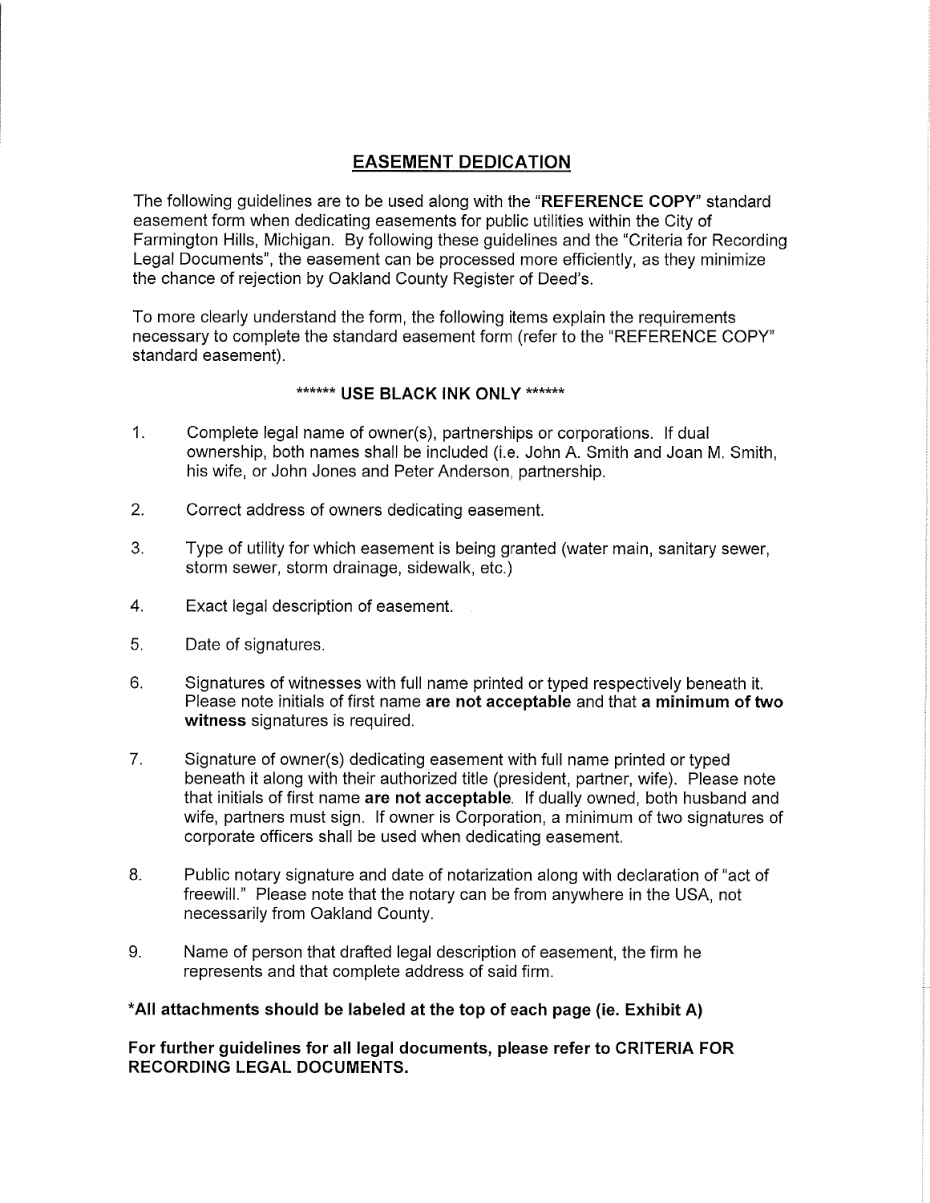# EASEMENT DEDICATION

The following guidelines are to be used along with the "**REFERENCE COPY**" standard easement form when dedicating easements for public utilities within the City of Farmington Hills, Michigan. By following these guidelines and the "Criteria for Recording Legal Documents", the easement can be processed more efficiently, as they minimize the chance of rejection by Oakland County Register of Deed's.

To more clearly understand the form, the following items explain the requirements necessary to complete the standard easement form (refer to the "REFERENCE COPY" standard easement).

**\*\*\*\*\*\* USE BLACK INK ONLY \*\*\*\*\*\***

1. Complete legal name of owner(s), partnerships or corporations. If dual ownership, both names shall be included (i.e. John A. Smith and Joan M. Smith, his wife, or John Jones and Peter Anderson, partnership.

2. Correct address of owners dedicating easement.

3. Type of utility for which easement is being granted (water main, sanitary sewer, storm sewer, storm drainage, sidewalk, etc.)

4. Exact legal description of easement.

5. Date of signatures.

6. Signatures of witnesses with full name printed or typed respectively beneath it. Please note initials of first name **are not acceptable** and that **a minimum of two witness** signatures is required.

7. Signature of owner(s) dedicating easement with full name printed or typed beneath it along with their authorized title (president, partner, wife). Please note that initials of first name **are not acceptable**. If dually owned, both husband and wife, partners must sign. If owner is Corporation, a minimum of two signatures of corporate officers shall be used when dedicating easement.

8. Public notary signature and date of notarization along with declaration of "act of freewill." Please note that the notary can be from anywhere in the USA, not necessarily from Oakland County.

9. Name of person that drafted legal description of easement, the firm he represents and that complete address of said firm.

**\*All attachments should be labeled at the top of each page (ie. Exhibit A)**

**For further guidelines for all legal documents, please refer to CRITERIA FOR RECORDING LEGAL DOCUMENTS.**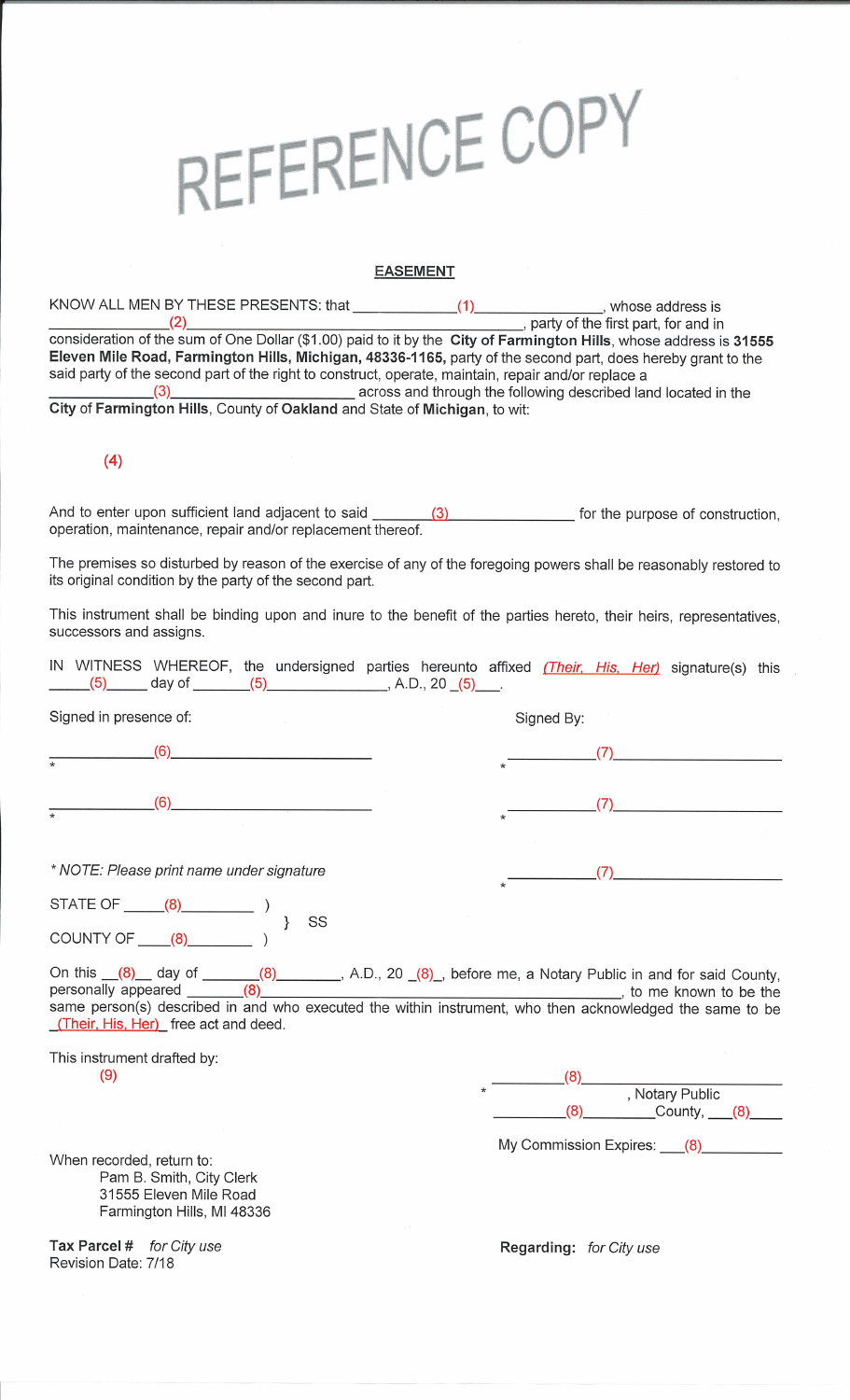REFERENCE COPY

## EASEMENT

KNOW ALL MEN BY THESE PRESENTS: that ______________(1)________________, whose address is ______________(2)__________________________________________, party of the first part, for and in consideration of the sum of One Dollar ($1.00) paid to it by the **City of Farmington Hills**, whose address is **31555 Eleven Mile Road, Farmington Hills, Michigan, 48336-1165,** party of the second part, does hereby grant to the said party of the second part of the right to construct, operate, maintain, repair and/or replace a ______________(3)______________________ across and through the following described land located in the **City** of **Farmington Hills**, County of **Oakland** and State of **Michigan**, to wit:

(4)

And to enter upon sufficient land adjacent to said ________(3)_________________ for the purpose of construction, operation, maintenance, repair and/or replacement thereof.

The premises so disturbed by reason of the exercise of any of the foregoing powers shall be reasonably restored to its original condition by the party of the second part.

This instrument shall be binding upon and inure to the benefit of the parties hereto, their heirs, representatives, successors and assigns.

IN WITNESS WHEREOF, the undersigned parties hereunto affixed *(Their, His, Her)* signature(s) this _____(5)_____ day of _______(5)_______________, A.D., 20 _(5)___.

Signed in presence of:

______________(6)_______________________________
*

______________(6)_______________________________
*

Signed By:

___________(7)___________________
*

___________(7)___________________
*

___________(7)___________________
*

** NOTE: Please print name under signature*

STATE OF _____(8)_________ )
} SS
COUNTY OF ____(8)________ )

On this __(8)__ day of _______(8)________, A.D., 20 _(8)_, before me, a Notary Public in and for said County, personally appeared _______(8)_________________________________________, to me known to be the same person(s) described in and who executed the within instrument, who then acknowledged the same to be _(Their, His, Her)_ free act and deed.

This instrument drafted by:
(9)

* __________(8)___________________
, Notary Public
__________(8)_________County, ___(8)____

My Commission Expires: ___(8)__________

When recorded, return to:
Pam B. Smith, City Clerk
31555 Eleven Mile Road
Farmington Hills, MI 48336

**Tax Parcel #** *for City use*
Revision Date: 7/18

**Regarding:** *for City use*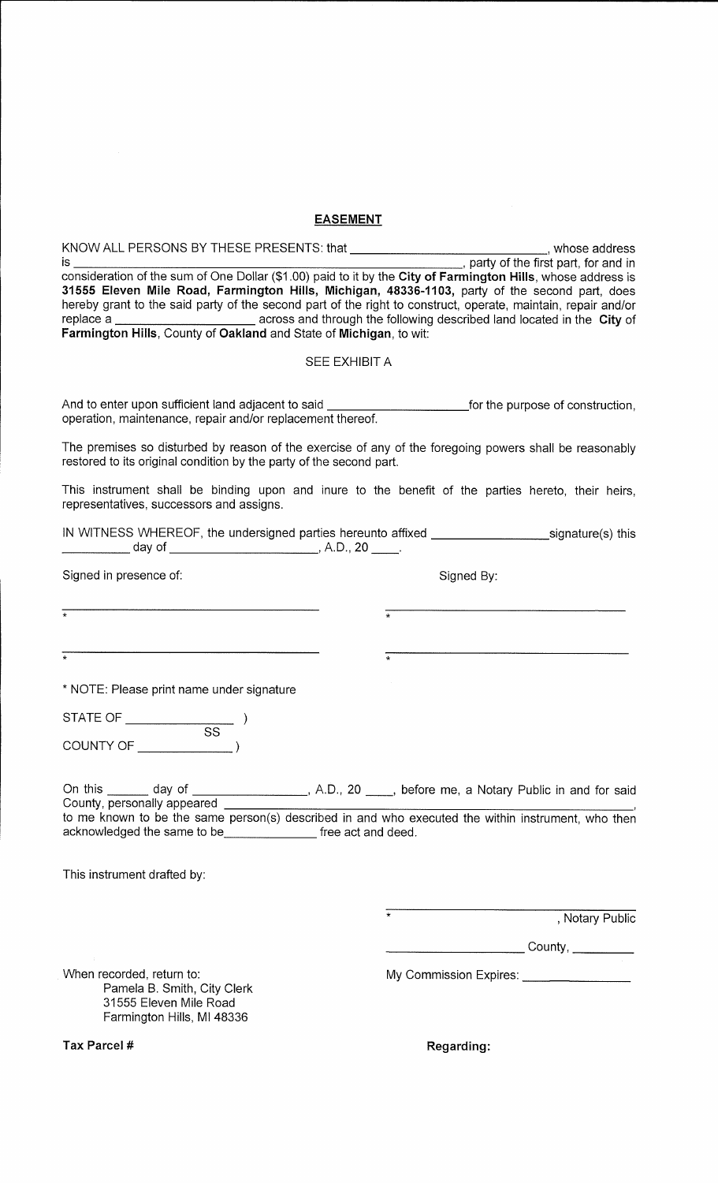## EASEMENT

KNOW ALL PERSONS BY THESE PRESENTS: that ______________________________, whose address is ______________________________________________________________, party of the first part, for and in consideration of the sum of One Dollar ($1.00) paid to it by the **City of Farmington Hills**, whose address is **31555 Eleven Mile Road, Farmington Hills, Michigan, 48336-1103,** party of the second part, does hereby grant to the said party of the second part of the right to construct, operate, maintain, repair and/or replace a ______________________ across and through the following described land located in the **City** of **Farmington Hills**, County of **Oakland** and State of **Michigan**, to wit:

SEE EXHIBIT A

And to enter upon sufficient land adjacent to said ______________________ for the purpose of construction, operation, maintenance, repair and/or replacement thereof.

The premises so disturbed by reason of the exercise of any of the foregoing powers shall be reasonably restored to its original condition by the party of the second part.

This instrument shall be binding upon and inure to the benefit of the parties hereto, their heirs, representatives, successors and assigns.

IN WITNESS WHEREOF, the undersigned parties hereunto affixed __________________ signature(s) this __________ day of ________________________, A.D., 20 ____.

Signed in presence of:

\_\_\_\_\_\_\_\_\_\_\_\_\_\_\_\_\_\_\_\_\_\_\_\_\_\_\_\_\_\_\_\_\_\_\_\_\_\_\_\_

*

\_\_\_\_\_\_\_\_\_\_\_\_\_\_\_\_\_\_\_\_\_\_\_\_\_\_\_\_\_\_\_\_\_\_\_\_\_\_\_\_

*

Signed By:

\_\_\_\_\_\_\_\_\_\_\_\_\_\_\_\_\_\_\_\_\_\_\_\_\_\_\_\_\_\_\_\_\_\_\_\_\_\_\_\_

*

\_\_\_\_\_\_\_\_\_\_\_\_\_\_\_\_\_\_\_\_\_\_\_\_\_\_\_\_\_\_\_\_\_\_\_\_\_\_\_\_

*

* NOTE: Please print name under signature

STATE OF ________________ )
SS
COUNTY OF ______________ )

On this ______ day of __________________, A.D., 20 ____, before me, a Notary Public in and for said County, personally appeared ________________________________________________________________, to me known to be the same person(s) described in and who executed the within instrument, who then acknowledged the same to be______________ free act and deed.

This instrument drafted by:

\_\_\_\_\_\_\_\_\_\_\_\_\_\_\_\_\_\_\_\_\_\_\_\_\_\_\_\_\_\_\_\_\_\_\_\_\_\_\_\_

* , Notary Public

____________________ County, _________

My Commission Expires: _______________

When recorded, return to:
Pamela B. Smith, City Clerk
31555 Eleven Mile Road
Farmington Hills, MI 48336

**Tax Parcel #**

**Regarding:**